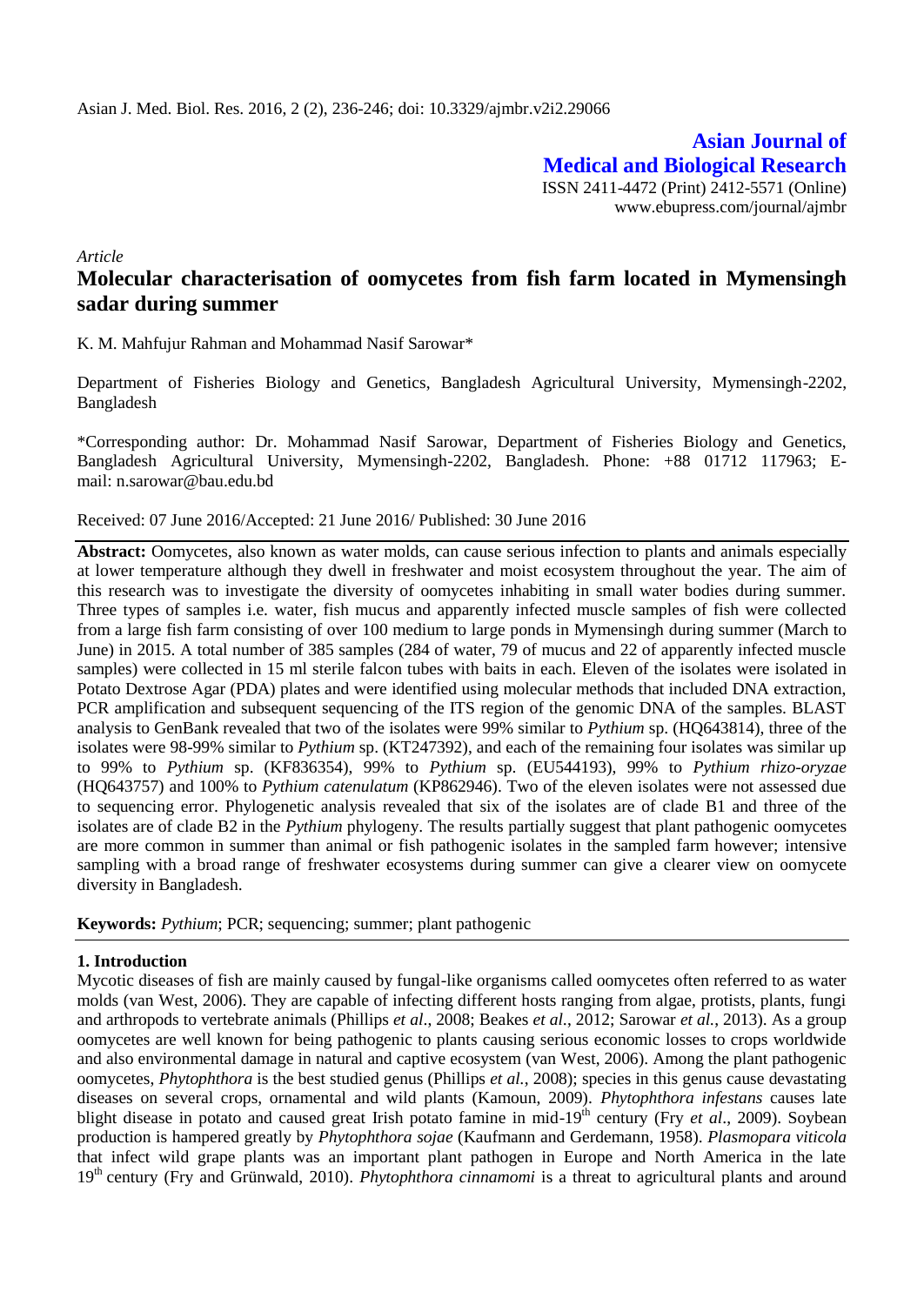Asian J. Med. Biol. Res. 2016, 2 (2), 236-246; doi: 10.3329/ajmbr.v2i2.29066

**Asian Journal of Medical and Biological Research**

ISSN 2411-4472 (Print) 2412-5571 (Online)
www.ebupress.com/journal/ajmbr

*Article*

# Molecular characterisation of oomycetes from fish farm located in Mymensingh sadar during summer

K. M. Mahfujur Rahman and Mohammad Nasif Sarowar*

Department of Fisheries Biology and Genetics, Bangladesh Agricultural University, Mymensingh-2202, Bangladesh

*Corresponding author: Dr. Mohammad Nasif Sarowar, Department of Fisheries Biology and Genetics, Bangladesh Agricultural University, Mymensingh-2202, Bangladesh. Phone: +88 01712 117963; E-mail: n.sarowar@bau.edu.bd

Received: 07 June 2016/Accepted: 21 June 2016/ Published: 30 June 2016

**Abstract:** Oomycetes, also known as water molds, can cause serious infection to plants and animals especially at lower temperature although they dwell in freshwater and moist ecosystem throughout the year. The aim of this research was to investigate the diversity of oomycetes inhabiting in small water bodies during summer. Three types of samples i.e. water, fish mucus and apparently infected muscle samples of fish were collected from a large fish farm consisting of over 100 medium to large ponds in Mymensingh during summer (March to June) in 2015. A total number of 385 samples (284 of water, 79 of mucus and 22 of apparently infected muscle samples) were collected in 15 ml sterile falcon tubes with baits in each. Eleven of the isolates were isolated in Potato Dextrose Agar (PDA) plates and were identified using molecular methods that included DNA extraction, PCR amplification and subsequent sequencing of the ITS region of the genomic DNA of the samples. BLAST analysis to GenBank revealed that two of the isolates were 99% similar to *Pythium* sp. (HQ643814), three of the isolates were 98-99% similar to *Pythium* sp. (KT247392), and each of the remaining four isolates was similar up to 99% to *Pythium* sp. (KF836354), 99% to *Pythium* sp. (EU544193), 99% to *Pythium rhizo-oryzae* (HQ643757) and 100% to *Pythium catenulatum* (KP862946). Two of the eleven isolates were not assessed due to sequencing error. Phylogenetic analysis revealed that six of the isolates are of clade B1 and three of the isolates are of clade B2 in the *Pythium* phylogeny. The results partially suggest that plant pathogenic oomycetes are more common in summer than animal or fish pathogenic isolates in the sampled farm however; intensive sampling with a broad range of freshwater ecosystems during summer can give a clearer view on oomycete diversity in Bangladesh.

**Keywords:** *Pythium*; PCR; sequencing; summer; plant pathogenic

## 1. Introduction

Mycotic diseases of fish are mainly caused by fungal-like organisms called oomycetes often referred to as water molds (van West, 2006). They are capable of infecting different hosts ranging from algae, protists, plants, fungi and arthropods to vertebrate animals (Phillips *et al*., 2008; Beakes *et al.*, 2012; Sarowar *et al.*, 2013). As a group oomycetes are well known for being pathogenic to plants causing serious economic losses to crops worldwide and also environmental damage in natural and captive ecosystem (van West, 2006). Among the plant pathogenic oomycetes, *Phytophthora* is the best studied genus (Phillips *et al.*, 2008); species in this genus cause devastating diseases on several crops, ornamental and wild plants (Kamoun, 2009). *Phytophthora infestans* causes late blight disease in potato and caused great Irish potato famine in mid-19$^{th}$ century (Fry *et al*., 2009). Soybean production is hampered greatly by *Phytophthora sojae* (Kaufmann and Gerdemann, 1958). *Plasmopara viticola* that infect wild grape plants was an important plant pathogen in Europe and North America in the late 19$^{th}$ century (Fry and Grünwald, 2010). *Phytophthora cinnamomi* is a threat to agricultural plants and around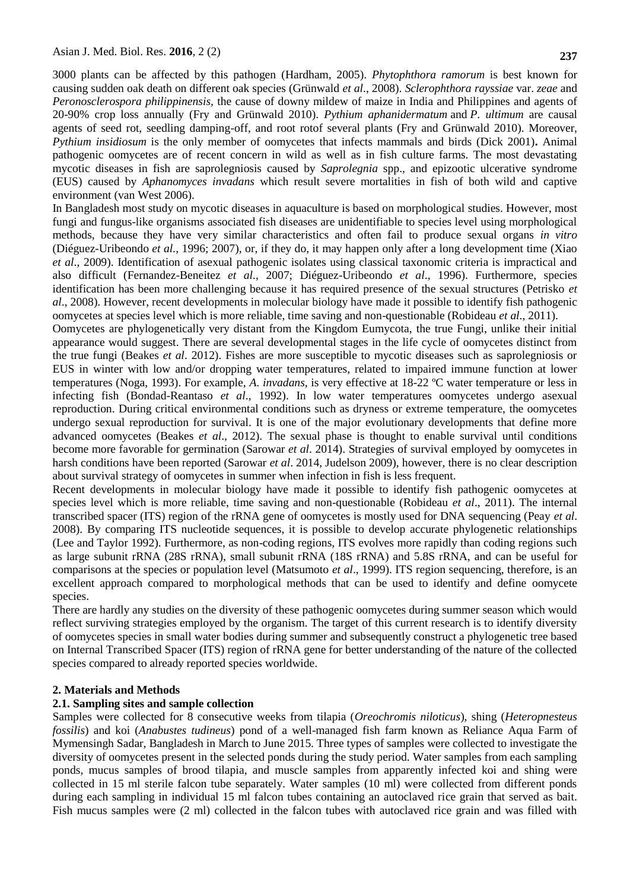3000 plants can be affected by this pathogen (Hardham, 2005). *Phytophthora ramorum* is best known for causing sudden oak death on different oak species (Grünwald *et al*., 2008). *Sclerophthora rayssiae* var. *zeae* and *Peronosclerospora philippinensis,* the cause of downy mildew of maize in India and Philippines and agents of 20-90% crop loss annually (Fry and Grünwald 2010). *Pythium aphanidermatum* and *P. ultimum* are causal agents of seed rot, seedling damping-off, and root rotof several plants (Fry and Grünwald 2010). Moreover, *Pythium insidiosum* is the only member of oomycetes that infects mammals and birds (Dick 2001)**.** Animal pathogenic oomycetes are of recent concern in wild as well as in fish culture farms. The most devastating mycotic diseases in fish are saprolegniosis caused by *Saprolegnia* spp., and epizootic ulcerative syndrome (EUS) caused by *Aphanomyces invadans* which result severe mortalities in fish of both wild and captive environment (van West 2006).

In Bangladesh most study on mycotic diseases in aquaculture is based on morphological studies. However, most fungi and fungus-like organisms associated fish diseases are unidentifiable to species level using morphological methods, because they have very similar characteristics and often fail to produce sexual organs *in vitro* (Diéguez-Uribeondo *et al*., 1996; 2007), or, if they do, it may happen only after a long development time (Xiao *et al*., 2009). Identification of asexual pathogenic isolates using classical taxonomic criteria is impractical and also difficult (Fernandez-Beneitez *et al*., 2007; Diéguez-Uribeondo *et al*., 1996). Furthermore, species identification has been more challenging because it has required presence of the sexual structures (Petrisko *et al*., 2008). However, recent developments in molecular biology have made it possible to identify fish pathogenic oomycetes at species level which is more reliable, time saving and non-questionable (Robideau *et al*., 2011).

Oomycetes are phylogenetically very distant from the Kingdom Eumycota, the true Fungi, unlike their initial appearance would suggest. There are several developmental stages in the life cycle of oomycetes distinct from the true fungi (Beakes *et al*. 2012). Fishes are more susceptible to mycotic diseases such as saprolegniosis or EUS in winter with low and/or dropping water temperatures, related to impaired immune function at lower temperatures (Noga, 1993). For example, *A. invadans,* is very effective at 18-22 ºC water temperature or less in infecting fish (Bondad-Reantaso *et al*., 1992). In low water temperatures oomycetes undergo asexual reproduction. During critical environmental conditions such as dryness or extreme temperature, the oomycetes undergo sexual reproduction for survival. It is one of the major evolutionary developments that define more advanced oomycetes (Beakes *et al*., 2012). The sexual phase is thought to enable survival until conditions become more favorable for germination (Sarowar *et al*. 2014). Strategies of survival employed by oomycetes in harsh conditions have been reported (Sarowar *et al*. 2014, Judelson 2009), however, there is no clear description about survival strategy of oomycetes in summer when infection in fish is less frequent.

Recent developments in molecular biology have made it possible to identify fish pathogenic oomycetes at species level which is more reliable, time saving and non-questionable (Robideau *et al*., 2011). The internal transcribed spacer (ITS) region of the rRNA gene of oomycetes is mostly used for DNA sequencing (Peay *et al*. 2008). By comparing ITS nucleotide sequences, it is possible to develop accurate phylogenetic relationships (Lee and Taylor 1992). Furthermore, as non-coding regions, ITS evolves more rapidly than coding regions such as large subunit rRNA (28S rRNA), small subunit rRNA (18S rRNA) and 5.8S rRNA, and can be useful for comparisons at the species or population level (Matsumoto *et al*., 1999). ITS region sequencing, therefore, is an excellent approach compared to morphological methods that can be used to identify and define oomycete species.

There are hardly any studies on the diversity of these pathogenic oomycetes during summer season which would reflect surviving strategies employed by the organism. The target of this current research is to identify diversity of oomycetes species in small water bodies during summer and subsequently construct a phylogenetic tree based on Internal Transcribed Spacer (ITS) region of rRNA gene for better understanding of the nature of the collected species compared to already reported species worldwide.

## 2. Materials and Methods

### 2.1. Sampling sites and sample collection

Samples were collected for 8 consecutive weeks from tilapia (*Oreochromis niloticus*), shing (*Heteropnesteus fossilis*) and koi (*Anabustes tudineus*) pond of a well-managed fish farm known as Reliance Aqua Farm of Mymensingh Sadar, Bangladesh in March to June 2015. Three types of samples were collected to investigate the diversity of oomycetes present in the selected ponds during the study period. Water samples from each sampling ponds, mucus samples of brood tilapia, and muscle samples from apparently infected koi and shing were collected in 15 ml sterile falcon tube separately. Water samples (10 ml) were collected from different ponds during each sampling in individual 15 ml falcon tubes containing an autoclaved rice grain that served as bait. Fish mucus samples were (2 ml) collected in the falcon tubes with autoclaved rice grain and was filled with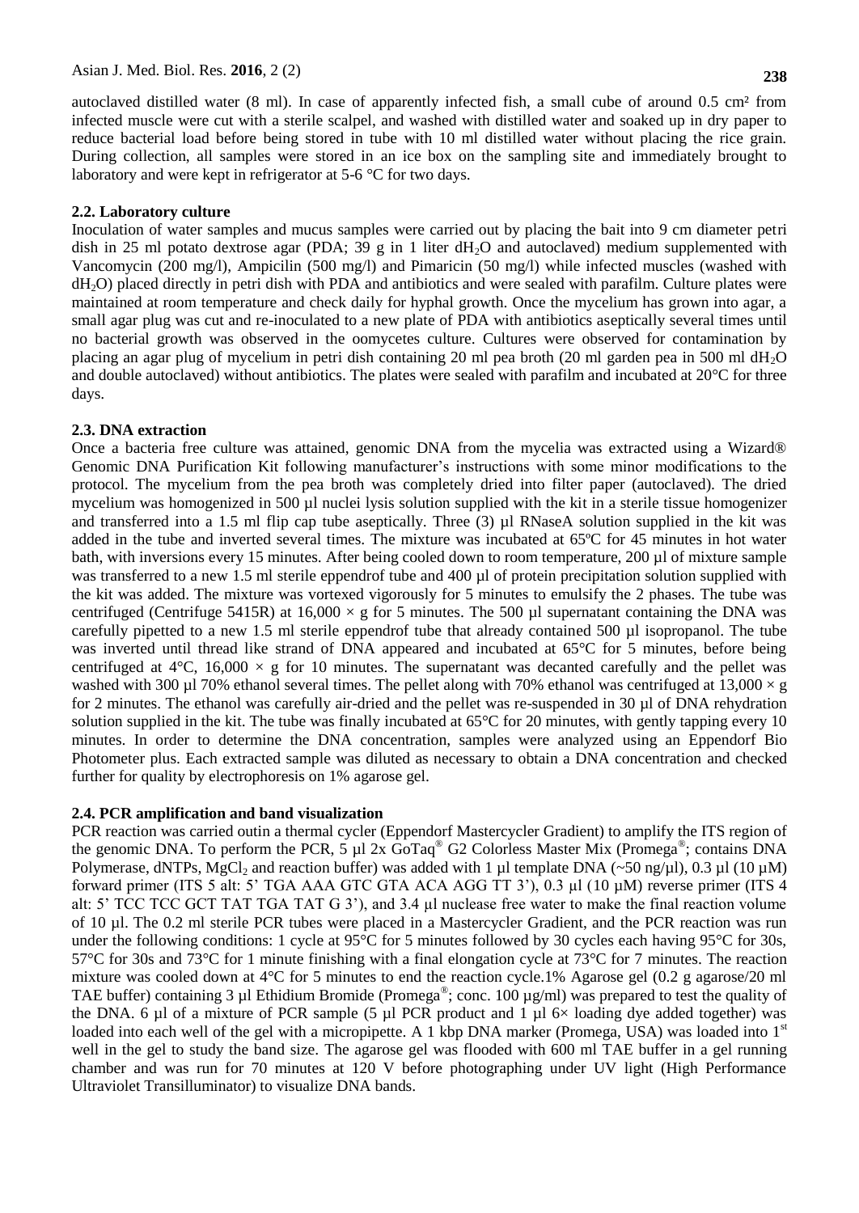autoclaved distilled water (8 ml). In case of apparently infected fish, a small cube of around 0.5 cm² from infected muscle were cut with a sterile scalpel, and washed with distilled water and soaked up in dry paper to reduce bacterial load before being stored in tube with 10 ml distilled water without placing the rice grain. During collection, all samples were stored in an ice box on the sampling site and immediately brought to laboratory and were kept in refrigerator at 5-6 °C for two days.

### 2.2. Laboratory culture

Inoculation of water samples and mucus samples were carried out by placing the bait into 9 cm diameter petri dish in 25 ml potato dextrose agar (PDA; 39 g in 1 liter $dH_2O$ and autoclaved) medium supplemented with Vancomycin (200 mg/l), Ampicilin (500 mg/l) and Pimaricin (50 mg/l) while infected muscles (washed with $dH_2O$) placed directly in petri dish with PDA and antibiotics and were sealed with parafilm. Culture plates were maintained at room temperature and check daily for hyphal growth. Once the mycelium has grown into agar, a small agar plug was cut and re-inoculated to a new plate of PDA with antibiotics aseptically several times until no bacterial growth was observed in the oomycetes culture. Cultures were observed for contamination by placing an agar plug of mycelium in petri dish containing 20 ml pea broth (20 ml garden pea in 500 ml $dH_2O$ and double autoclaved) without antibiotics. The plates were sealed with parafilm and incubated at 20°C for three days.

### 2.3. DNA extraction

Once a bacteria free culture was attained, genomic DNA from the mycelia was extracted using a Wizard® Genomic DNA Purification Kit following manufacturer's instructions with some minor modifications to the protocol. The mycelium from the pea broth was completely dried into filter paper (autoclaved). The dried mycelium was homogenized in 500 µl nuclei lysis solution supplied with the kit in a sterile tissue homogenizer and transferred into a 1.5 ml flip cap tube aseptically. Three (3) µl RNaseA solution supplied in the kit was added in the tube and inverted several times. The mixture was incubated at 65ºC for 45 minutes in hot water bath, with inversions every 15 minutes. After being cooled down to room temperature, 200 µl of mixture sample was transferred to a new 1.5 ml sterile eppendrof tube and 400 µl of protein precipitation solution supplied with the kit was added. The mixture was vortexed vigorously for 5 minutes to emulsify the 2 phases. The tube was centrifuged (Centrifuge 5415R) at 16,000 × g for 5 minutes. The 500 µl supernatant containing the DNA was carefully pipetted to a new 1.5 ml sterile eppendrof tube that already contained 500 µl isopropanol. The tube was inverted until thread like strand of DNA appeared and incubated at 65°C for 5 minutes, before being centrifuged at 4°C, 16,000 × g for 10 minutes. The supernatant was decanted carefully and the pellet was washed with 300 µl 70% ethanol several times. The pellet along with 70% ethanol was centrifuged at 13,000 × g for 2 minutes. The ethanol was carefully air-dried and the pellet was re-suspended in 30 µl of DNA rehydration solution supplied in the kit. The tube was finally incubated at 65°C for 20 minutes, with gently tapping every 10 minutes. In order to determine the DNA concentration, samples were analyzed using an Eppendorf Bio Photometer plus. Each extracted sample was diluted as necessary to obtain a DNA concentration and checked further for quality by electrophoresis on 1% agarose gel.

### 2.4. PCR amplification and band visualization

PCR reaction was carried outin a thermal cycler (Eppendorf Mastercycler Gradient) to amplify the ITS region of the genomic DNA. To perform the PCR, 5 µl 2x GoTaq® G2 Colorless Master Mix (Promega®; contains DNA Polymerase, dNTPs, $MgCl_2$ and reaction buffer) was added with 1 µl template DNA (~50 ng/µl), 0.3 µl (10 µM) forward primer (ITS 5 alt: 5' TGA AAA GTC GTA ACA AGG TT 3'), 0.3 µl (10 µM) reverse primer (ITS 4 alt: 5' TCC TCC GCT TAT TGA TAT G 3'), and 3.4 µl nuclease free water to make the final reaction volume of 10 µl. The 0.2 ml sterile PCR tubes were placed in a Mastercycler Gradient, and the PCR reaction was run under the following conditions: 1 cycle at 95°C for 5 minutes followed by 30 cycles each having 95°C for 30s, 57°C for 30s and 73°C for 1 minute finishing with a final elongation cycle at 73°C for 7 minutes. The reaction mixture was cooled down at 4°C for 5 minutes to end the reaction cycle.1% Agarose gel (0.2 g agarose/20 ml TAE buffer) containing 3 µl Ethidium Bromide (Promega®; conc. 100 µg/ml) was prepared to test the quality of the DNA. 6 µl of a mixture of PCR sample (5 µl PCR product and 1 µl 6× loading dye added together) was loaded into each well of the gel with a micropipette. A 1 kbp DNA marker (Promega, USA) was loaded into 1st well in the gel to study the band size. The agarose gel was flooded with 600 ml TAE buffer in a gel running chamber and was run for 70 minutes at 120 V before photographing under UV light (High Performance Ultraviolet Transilluminator) to visualize DNA bands.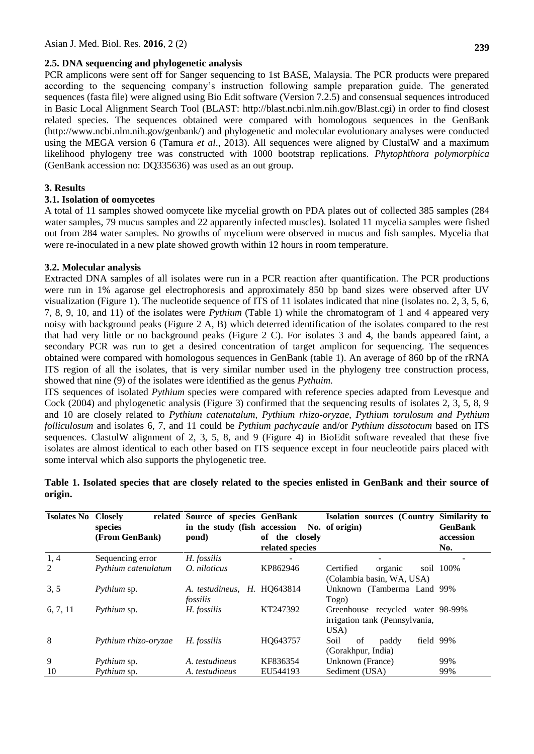### 2.5. DNA sequencing and phylogenetic analysis

PCR amplicons were sent off for Sanger sequencing to 1st BASE, Malaysia. The PCR products were prepared according to the sequencing company's instruction following sample preparation guide. The generated sequences (fasta file) were aligned using Bio Edit software (Version 7.2.5) and consensual sequences introduced in Basic Local Alignment Search Tool (BLAST: http://blast.ncbi.nlm.nih.gov/Blast.cgi) in order to find closest related species. The sequences obtained were compared with homologous sequences in the GenBank (http://www.ncbi.nlm.nih.gov/genbank/) and phylogenetic and molecular evolutionary analyses were conducted using the MEGA version 6 (Tamura *et al*., 2013). All sequences were aligned by ClustalW and a maximum likelihood phylogeny tree was constructed with 1000 bootstrap replications. *Phytophthora polymorphica* (GenBank accession no: DQ335636) was used as an out group.

## 3. Results

### 3.1. Isolation of oomycetes

A total of 11 samples showed oomycete like mycelial growth on PDA plates out of collected 385 samples (284 water samples, 79 mucus samples and 22 apparently infected muscles). Isolated 11 mycelia samples were fished out from 284 water samples. No growths of mycelium were observed in mucus and fish samples. Mycelia that were re-inoculated in a new plate showed growth within 12 hours in room temperature.

### 3.2. Molecular analysis

Extracted DNA samples of all isolates were run in a PCR reaction after quantification. The PCR productions were run in 1% agarose gel electrophoresis and approximately 850 bp band sizes were observed after UV visualization (Figure 1). The nucleotide sequence of ITS of 11 isolates indicated that nine (isolates no. 2, 3, 5, 6, 7, 8, 9, 10, and 11) of the isolates were *Pythium* (Table 1) while the chromatogram of 1 and 4 appeared very noisy with background peaks (Figure 2 A, B) which deterred identification of the isolates compared to the rest that had very little or no background peaks (Figure 2 C). For isolates 3 and 4, the bands appeared faint, a secondary PCR was run to get a desired concentration of target amplicon for sequencing. The sequences obtained were compared with homologous sequences in GenBank (table 1). An average of 860 bp of the rRNA ITS region of all the isolates, that is very similar number used in the phylogeny tree construction process, showed that nine (9) of the isolates were identified as the genus *Pythuim.*

ITS sequences of isolated *Pythium* species were compared with reference species adapted from Levesque and Cock (2004) and phylogenetic analysis (Figure 3) confirmed that the sequencing results of isolates 2, 3, 5, 8, 9 and 10 are closely related to *Pythium catenutalum, Pythium rhizo-oryzae, Pythium torulosum and Pythium folliculosum* and isolates 6, 7, and 11 could be *Pythium pachycaule* and/or *Pythium dissotocum* based on ITS sequences. ClastulW alignment of 2, 3, 5, 8, and 9 (Figure 4) in BioEdit software revealed that these five isolates are almost identical to each other based on ITS sequence except in four neucleotide pairs placed with some interval which also supports the phylogenetic tree.

**Table 1. Isolated species that are closely related to the species enlisted in GenBank and their source of origin.**

| Isolates No | Closely related species (From GenBank) | Source of species in the study (fish pond) | GenBank accession No. of the closely related species | Isolation sources (Country of origin) | Similarity to GenBank accession No. |
|---|---|---|---|---|---|
| 1, 4 | Sequencing error | *H. fossilis* | - | - | - |
| 2 | *Pythium catenulatum* | *O. niloticus* | KP862946 | Certified organic soil (Colambia basin, WA, USA) | 100% |
| 3, 5 | *Pythium* sp. | *A. testudineus, H. fossilis* | HQ643814 | Unknown (Tamberma Land Togo) | 99% |
| 6, 7, 11 | *Pythium* sp. | *H. fossilis* | KT247392 | Greenhouse recycled water irrigation tank (Pennsylvania, USA) | 98-99% |
| 8 | *Pythium rhizo-oryzae* | *H. fossilis* | HQ643757 | Soil of paddy field (Gorakhpur, India) | 99% |
| 9 | *Pythium* sp. | *A. testudineus* | KF836354 | Unknown (France) | 99% |
| 10 | *Pythium* sp. | *A. testudineus* | EU544193 | Sediment (USA) | 99% |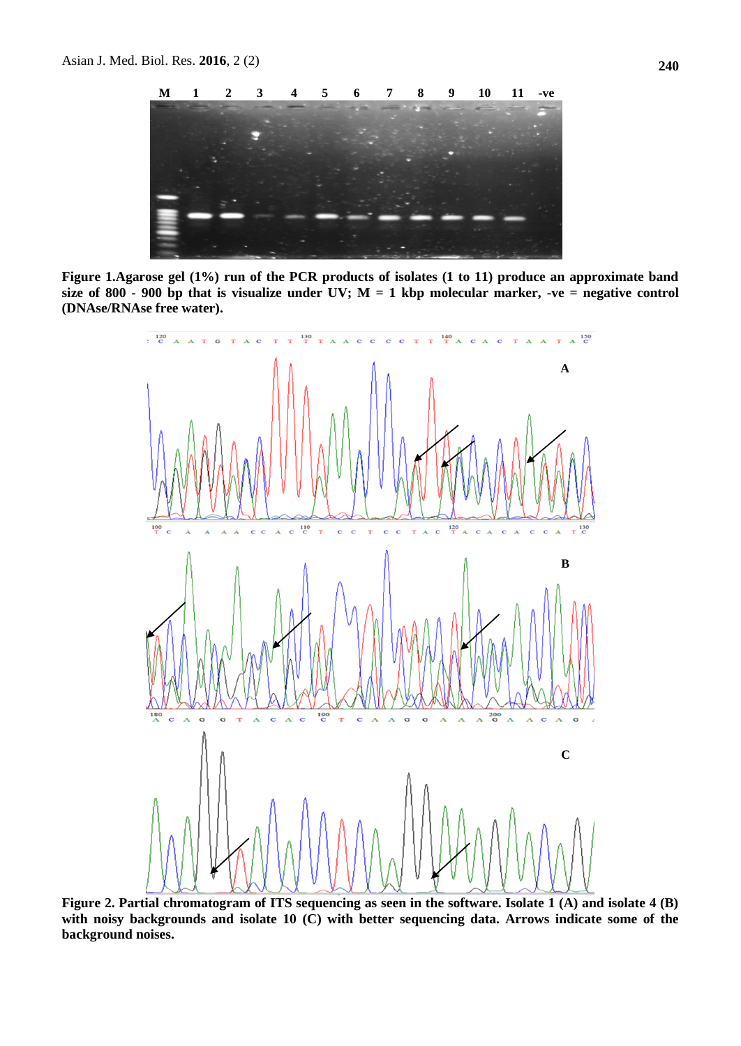**Figure 1.Agarose gel (1%) run of the PCR products of isolates (1 to 11) produce an approximate band size of 800 - 900 bp that is visualize under UV; M = 1 kbp molecular marker, -ve = negative control (DNAse/RNAse free water).**

**Figure 2. Partial chromatogram of ITS sequencing as seen in the software. Isolate 1 (A) and isolate 4 (B) with noisy backgrounds and isolate 10 (C) with better sequencing data. Arrows indicate some of the background noises.**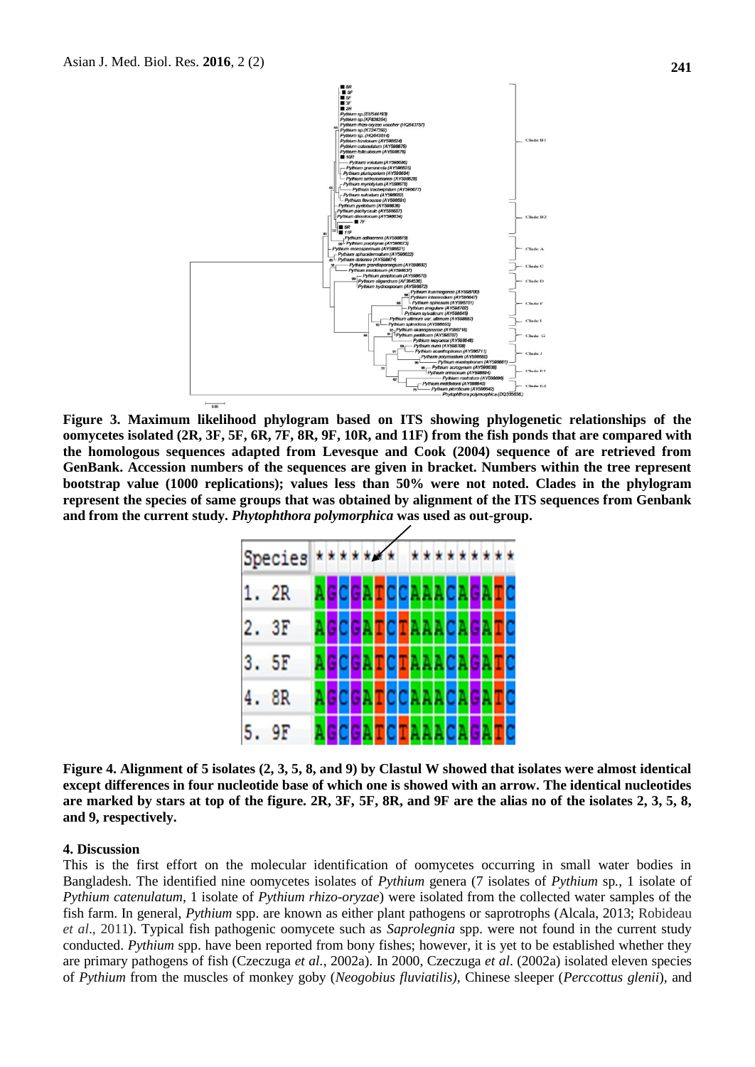**Figure 3. Maximum likelihood phylogram based on ITS showing phylogenetic relationships of the oomycetes isolated (2R, 3F, 5F, 6R, 7F, 8R, 9F, 10R, and 11F) from the fish ponds that are compared with the homologous sequences adapted from Levesque and Cook (2004) sequence of are retrieved from GenBank. Accession numbers of the sequences are given in bracket. Numbers within the tree represent bootstrap value (1000 replications); values less than 50% were not noted. Clades in the phylogram represent the species of same groups that was obtained by alignment of the ITS sequences from Genbank and from the current study. *Phytophthora polymorphica* was used as out-group.**

**Figure 4. Alignment of 5 isolates (2, 3, 5, 8, and 9) by Clastul W showed that isolates were almost identical except differences in four nucleotide base of which one is showed with an arrow. The identical nucleotides are marked by stars at top of the figure. 2R, 3F, 5F, 8R, and 9F are the alias no of the isolates 2, 3, 5, 8, and 9, respectively.**

### 4. Discussion

This is the first effort on the molecular identification of oomycetes occurring in small water bodies in Bangladesh. The identified nine oomycetes isolates of *Pythium* genera (7 isolates of *Pythium* sp., 1 isolate of *Pythium catenulatum*, 1 isolate of *Pythium rhizo-oryzae*) were isolated from the collected water samples of the fish farm. In general, *Pythium* spp. are known as either plant pathogens or saprotrophs (Alcala, 2013; Robideau *et al*., 2011). Typical fish pathogenic oomycete such as *Saprolegnia* spp. were not found in the current study conducted. *Pythium* spp. have been reported from bony fishes; however, it is yet to be established whether they are primary pathogens of fish (Czeczuga *et al.*, 2002a). In 2000, Czeczuga *et al.* (2002a) isolated eleven species of *Pythium* from the muscles of monkey goby (*Neogobius fluviatilis)*, Chinese sleeper (*Perccottus glenii*), and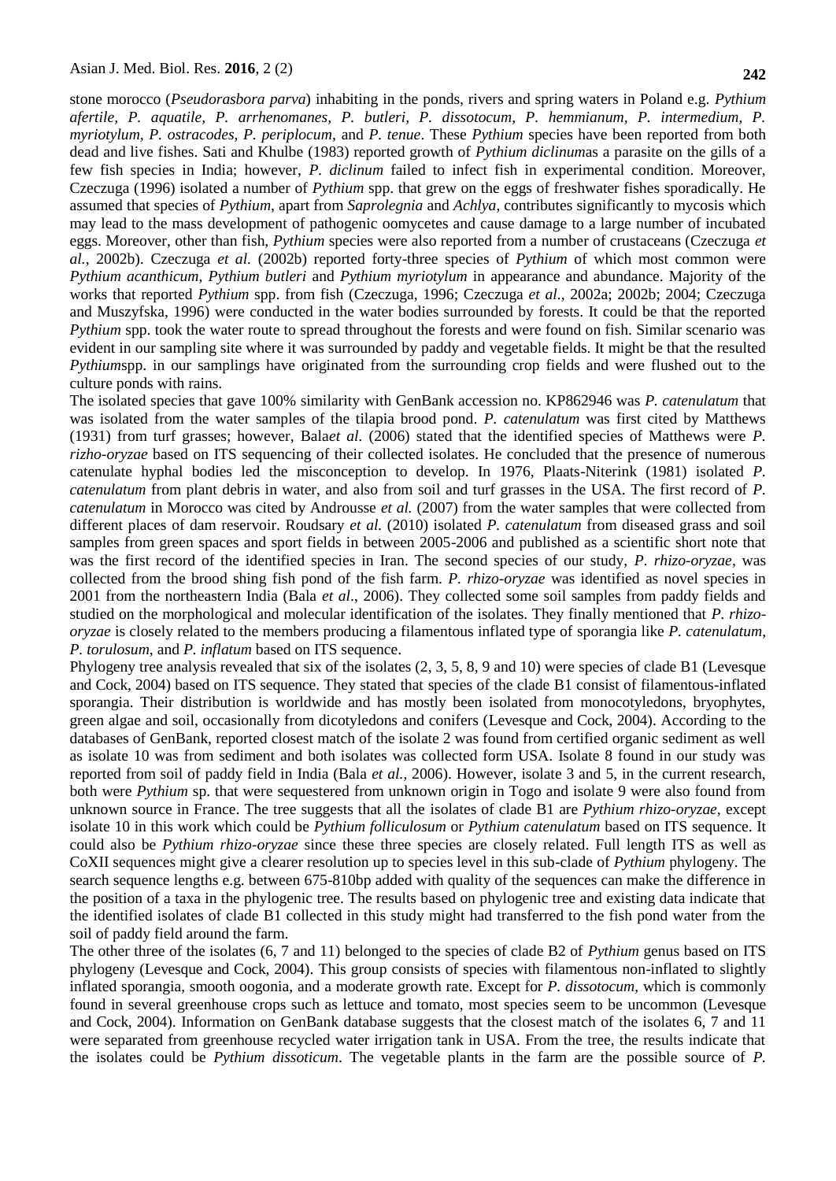stone morocco (*Pseudorasbora parva*) inhabiting in the ponds, rivers and spring waters in Poland e.g. *Pythium afertile, P. aquatile, P. arrhenomanes, P. butleri, P. dissotocum, P. hemmianum, P. intermedium, P. myriotylum, P. ostracodes, P. periplocum,* and *P. tenue*. These *Pythium* species have been reported from both dead and live fishes. Sati and Khulbe (1983) reported growth of *Pythium diclinum*as a parasite on the gills of a few fish species in India; however, *P. diclinum* failed to infect fish in experimental condition. Moreover, Czeczuga (1996) isolated a number of *Pythium* spp. that grew on the eggs of freshwater fishes sporadically. He assumed that species of *Pythium*, apart from *Saprolegnia* and *Achlya*, contributes significantly to mycosis which may lead to the mass development of pathogenic oomycetes and cause damage to a large number of incubated eggs. Moreover, other than fish, *Pythium* species were also reported from a number of crustaceans (Czeczuga *et al.*, 2002b). Czeczuga *et al.* (2002b) reported forty-three species of *Pythium* of which most common were *Pythium acanthicum*, *Pythium butleri* and *Pythium myriotylum* in appearance and abundance. Majority of the works that reported *Pythium* spp. from fish (Czeczuga, 1996; Czeczuga *et al.*, 2002a; 2002b; 2004; Czeczuga and Muszyfska, 1996) were conducted in the water bodies surrounded by forests. It could be that the reported *Pythium* spp. took the water route to spread throughout the forests and were found on fish. Similar scenario was evident in our sampling site where it was surrounded by paddy and vegetable fields. It might be that the resulted *Pythium*spp. in our samplings have originated from the surrounding crop fields and were flushed out to the culture ponds with rains.

The isolated species that gave 100% similarity with GenBank accession no. KP862946 was *P. catenulatum* that was isolated from the water samples of the tilapia brood pond. *P. catenulatum* was first cited by Matthews (1931) from turf grasses; however, Bala*et al.* (2006) stated that the identified species of Matthews were *P. rizho-oryzae* based on ITS sequencing of their collected isolates. He concluded that the presence of numerous catenulate hyphal bodies led the misconception to develop. In 1976, Plaats-Niterink (1981) isolated *P. catenulatum* from plant debris in water, and also from soil and turf grasses in the USA. The first record of *P. catenulatum* in Morocco was cited by Androusse *et al.* (2007) from the water samples that were collected from different places of dam reservoir. Roudsary *et al.* (2010) isolated *P. catenulatum* from diseased grass and soil samples from green spaces and sport fields in between 2005-2006 and published as a scientific short note that was the first record of the identified species in Iran. The second species of our study, *P. rhizo-oryzae*, was collected from the brood shing fish pond of the fish farm. *P. rhizo-oryzae* was identified as novel species in 2001 from the northeastern India (Bala *et al*., 2006). They collected some soil samples from paddy fields and studied on the morphological and molecular identification of the isolates. They finally mentioned that *P. rhizo-oryzae* is closely related to the members producing a filamentous inflated type of sporangia like *P. catenulatum*, *P. torulosum*, and *P. inflatum* based on ITS sequence.

Phylogeny tree analysis revealed that six of the isolates (2, 3, 5, 8, 9 and 10) were species of clade B1 (Levesque and Cock, 2004) based on ITS sequence. They stated that species of the clade B1 consist of filamentous-inflated sporangia. Their distribution is worldwide and has mostly been isolated from monocotyledons, bryophytes, green algae and soil, occasionally from dicotyledons and conifers (Levesque and Cock, 2004). According to the databases of GenBank, reported closest match of the isolate 2 was found from certified organic sediment as well as isolate 10 was from sediment and both isolates was collected form USA. Isolate 8 found in our study was reported from soil of paddy field in India (Bala *et al.*, 2006). However, isolate 3 and 5, in the current research, both were *Pythium* sp. that were sequestered from unknown origin in Togo and isolate 9 were also found from unknown source in France. The tree suggests that all the isolates of clade B1 are *Pythium rhizo-oryzae*, except isolate 10 in this work which could be *Pythium folliculosum* or *Pythium catenulatum* based on ITS sequence. It could also be *Pythium rhizo-oryzae* since these three species are closely related. Full length ITS as well as CoXII sequences might give a clearer resolution up to species level in this sub-clade of *Pythium* phylogeny. The search sequence lengths e.g. between 675-810bp added with quality of the sequences can make the difference in the position of a taxa in the phylogenic tree. The results based on phylogenic tree and existing data indicate that the identified isolates of clade B1 collected in this study might had transferred to the fish pond water from the soil of paddy field around the farm.

The other three of the isolates (6, 7 and 11) belonged to the species of clade B2 of *Pythium* genus based on ITS phylogeny (Levesque and Cock, 2004). This group consists of species with filamentous non-inflated to slightly inflated sporangia, smooth oogonia, and a moderate growth rate. Except for *P. dissotocum*, which is commonly found in several greenhouse crops such as lettuce and tomato, most species seem to be uncommon (Levesque and Cock, 2004). Information on GenBank database suggests that the closest match of the isolates 6, 7 and 11 were separated from greenhouse recycled water irrigation tank in USA. From the tree, the results indicate that the isolates could be *Pythium dissoticum*. The vegetable plants in the farm are the possible source of *P.*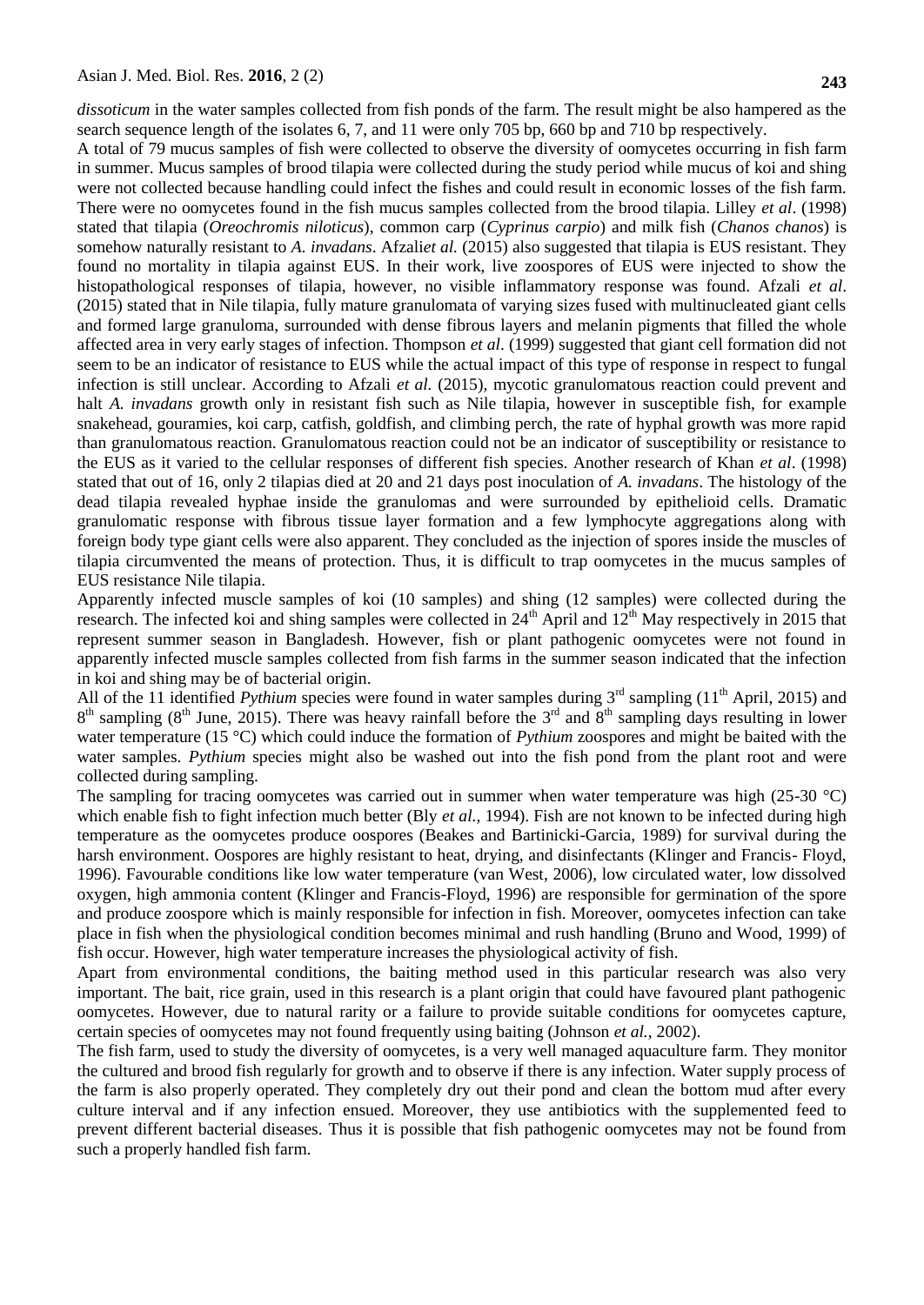*dissoticum* in the water samples collected from fish ponds of the farm. The result might be also hampered as the search sequence length of the isolates 6, 7, and 11 were only 705 bp, 660 bp and 710 bp respectively.

A total of 79 mucus samples of fish were collected to observe the diversity of oomycetes occurring in fish farm in summer. Mucus samples of brood tilapia were collected during the study period while mucus of koi and shing were not collected because handling could infect the fishes and could result in economic losses of the fish farm. There were no oomycetes found in the fish mucus samples collected from the brood tilapia. Lilley *et al*. (1998) stated that tilapia (*Oreochromis niloticus*), common carp (*Cyprinus carpio*) and milk fish (*Chanos chanos*) is somehow naturally resistant to *A. invadans*. Afzali*et al.* (2015) also suggested that tilapia is EUS resistant. They found no mortality in tilapia against EUS. In their work, live zoospores of EUS were injected to show the histopathological responses of tilapia, however, no visible inflammatory response was found. Afzali *et al*. (2015) stated that in Nile tilapia, fully mature granulomata of varying sizes fused with multinucleated giant cells and formed large granuloma, surrounded with dense fibrous layers and melanin pigments that filled the whole affected area in very early stages of infection. Thompson *et al*. (1999) suggested that giant cell formation did not seem to be an indicator of resistance to EUS while the actual impact of this type of response in respect to fungal infection is still unclear. According to Afzali *et al.* (2015), mycotic granulomatous reaction could prevent and halt *A. invadans* growth only in resistant fish such as Nile tilapia, however in susceptible fish, for example snakehead, gouramies, koi carp, catfish, goldfish, and climbing perch, the rate of hyphal growth was more rapid than granulomatous reaction. Granulomatous reaction could not be an indicator of susceptibility or resistance to the EUS as it varied to the cellular responses of different fish species. Another research of Khan *et al*. (1998) stated that out of 16, only 2 tilapias died at 20 and 21 days post inoculation of *A. invadans*. The histology of the dead tilapia revealed hyphae inside the granulomas and were surrounded by epithelioid cells. Dramatic granulomatic response with fibrous tissue layer formation and a few lymphocyte aggregations along with foreign body type giant cells were also apparent. They concluded as the injection of spores inside the muscles of tilapia circumvented the means of protection. Thus, it is difficult to trap oomycetes in the mucus samples of EUS resistance Nile tilapia.

Apparently infected muscle samples of koi (10 samples) and shing (12 samples) were collected during the research. The infected koi and shing samples were collected in 24th April and 12th May respectively in 2015 that represent summer season in Bangladesh. However, fish or plant pathogenic oomycetes were not found in apparently infected muscle samples collected from fish farms in the summer season indicated that the infection in koi and shing may be of bacterial origin.

All of the 11 identified *Pythium* species were found in water samples during 3rd sampling (11th April, 2015) and 8th sampling (8th June, 2015). There was heavy rainfall before the 3rd and 8th sampling days resulting in lower water temperature (15 °C) which could induce the formation of *Pythium* zoospores and might be baited with the water samples. *Pythium* species might also be washed out into the fish pond from the plant root and were collected during sampling.

The sampling for tracing oomycetes was carried out in summer when water temperature was high (25-30 °C) which enable fish to fight infection much better (Bly *et al.*, 1994). Fish are not known to be infected during high temperature as the oomycetes produce oospores (Beakes and Bartinicki-Garcia, 1989) for survival during the harsh environment. Oospores are highly resistant to heat, drying, and disinfectants (Klinger and Francis- Floyd, 1996). Favourable conditions like low water temperature (van West, 2006), low circulated water, low dissolved oxygen, high ammonia content (Klinger and Francis-Floyd, 1996) are responsible for germination of the spore and produce zoospore which is mainly responsible for infection in fish. Moreover, oomycetes infection can take place in fish when the physiological condition becomes minimal and rush handling (Bruno and Wood, 1999) of fish occur. However, high water temperature increases the physiological activity of fish.

Apart from environmental conditions, the baiting method used in this particular research was also very important. The bait, rice grain, used in this research is a plant origin that could have favoured plant pathogenic oomycetes. However, due to natural rarity or a failure to provide suitable conditions for oomycetes capture, certain species of oomycetes may not found frequently using baiting (Johnson *et al.*, 2002).

The fish farm, used to study the diversity of oomycetes, is a very well managed aquaculture farm. They monitor the cultured and brood fish regularly for growth and to observe if there is any infection. Water supply process of the farm is also properly operated. They completely dry out their pond and clean the bottom mud after every culture interval and if any infection ensued. Moreover, they use antibiotics with the supplemented feed to prevent different bacterial diseases. Thus it is possible that fish pathogenic oomycetes may not be found from such a properly handled fish farm.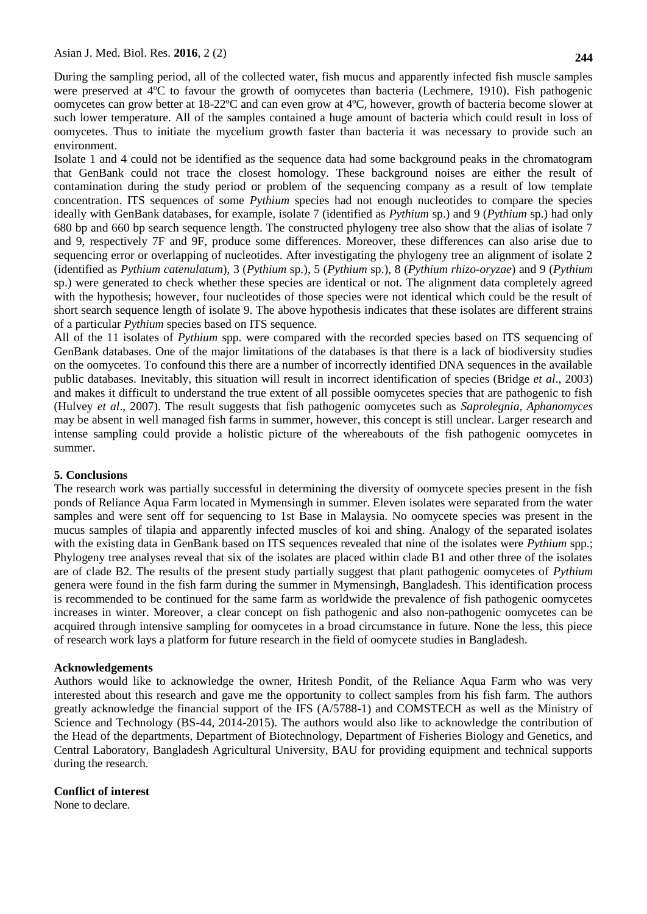During the sampling period, all of the collected water, fish mucus and apparently infected fish muscle samples were preserved at 4ºC to favour the growth of oomycetes than bacteria (Lechmere, 1910). Fish pathogenic oomycetes can grow better at 18-22ºC and can even grow at 4ºC, however, growth of bacteria become slower at such lower temperature. All of the samples contained a huge amount of bacteria which could result in loss of oomycetes. Thus to initiate the mycelium growth faster than bacteria it was necessary to provide such an environment.

Isolate 1 and 4 could not be identified as the sequence data had some background peaks in the chromatogram that GenBank could not trace the closest homology. These background noises are either the result of contamination during the study period or problem of the sequencing company as a result of low template concentration. ITS sequences of some *Pythium* species had not enough nucleotides to compare the species ideally with GenBank databases, for example, isolate 7 (identified as *Pythium* sp.) and 9 (*Pythium* sp.) had only 680 bp and 660 bp search sequence length. The constructed phylogeny tree also show that the alias of isolate 7 and 9, respectively 7F and 9F, produce some differences. Moreover, these differences can also arise due to sequencing error or overlapping of nucleotides. After investigating the phylogeny tree an alignment of isolate 2 (identified as *Pythium catenulatum*), 3 (*Pythium* sp.), 5 (*Pythium* sp.), 8 (*Pythium rhizo-oryzae*) and 9 (*Pythium* sp.) were generated to check whether these species are identical or not. The alignment data completely agreed with the hypothesis; however, four nucleotides of those species were not identical which could be the result of short search sequence length of isolate 9. The above hypothesis indicates that these isolates are different strains of a particular *Pythium* species based on ITS sequence.

All of the 11 isolates of *Pythium* spp. were compared with the recorded species based on ITS sequencing of GenBank databases. One of the major limitations of the databases is that there is a lack of biodiversity studies on the oomycetes. To confound this there are a number of incorrectly identified DNA sequences in the available public databases. Inevitably, this situation will result in incorrect identification of species (Bridge *et al*., 2003) and makes it difficult to understand the true extent of all possible oomycetes species that are pathogenic to fish (Hulvey *et al*., 2007). The result suggests that fish pathogenic oomycetes such as *Saprolegnia*, *Aphanomyces* may be absent in well managed fish farms in summer, however, this concept is still unclear. Larger research and intense sampling could provide a holistic picture of the whereabouts of the fish pathogenic oomycetes in summer.

## 5. Conclusions

The research work was partially successful in determining the diversity of oomycete species present in the fish ponds of Reliance Aqua Farm located in Mymensingh in summer. Eleven isolates were separated from the water samples and were sent off for sequencing to 1st Base in Malaysia. No oomycete species was present in the mucus samples of tilapia and apparently infected muscles of koi and shing. Analogy of the separated isolates with the existing data in GenBank based on ITS sequences revealed that nine of the isolates were *Pythium* spp.; Phylogeny tree analyses reveal that six of the isolates are placed within clade B1 and other three of the isolates are of clade B2. The results of the present study partially suggest that plant pathogenic oomycetes of *Pythium* genera were found in the fish farm during the summer in Mymensingh, Bangladesh. This identification process is recommended to be continued for the same farm as worldwide the prevalence of fish pathogenic oomycetes increases in winter. Moreover, a clear concept on fish pathogenic and also non-pathogenic oomycetes can be acquired through intensive sampling for oomycetes in a broad circumstance in future. None the less, this piece of research work lays a platform for future research in the field of oomycete studies in Bangladesh.

## Acknowledgements

Authors would like to acknowledge the owner, Hritesh Pondit, of the Reliance Aqua Farm who was very interested about this research and gave me the opportunity to collect samples from his fish farm. The authors greatly acknowledge the financial support of the IFS (A/5788-1) and COMSTECH as well as the Ministry of Science and Technology (BS-44, 2014-2015). The authors would also like to acknowledge the contribution of the Head of the departments, Department of Biotechnology, Department of Fisheries Biology and Genetics, and Central Laboratory, Bangladesh Agricultural University, BAU for providing equipment and technical supports during the research.

## Conflict of interest

None to declare.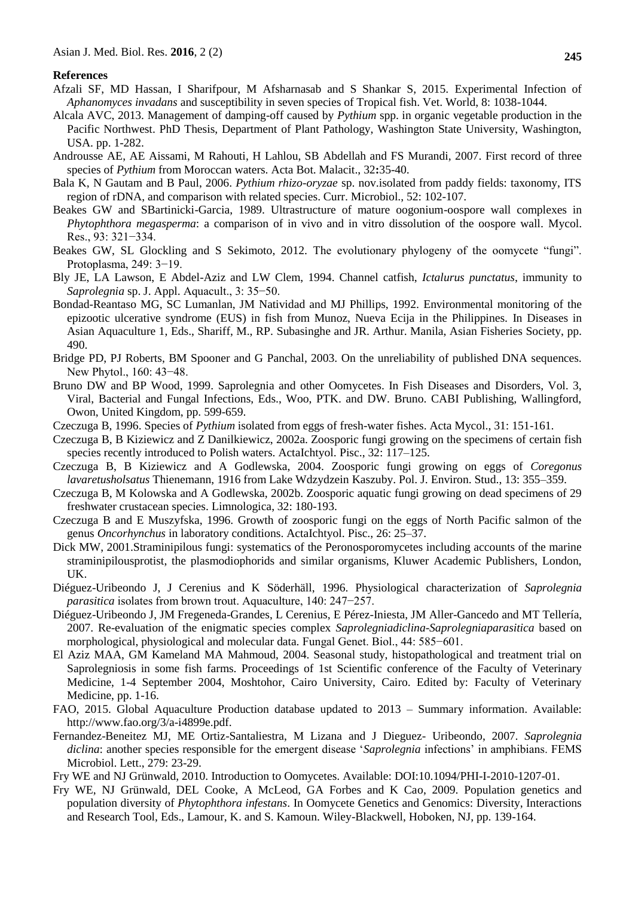**References**

Afzali SF, MD Hassan, I Sharifpour, M Afsharnasab and S Shankar S, 2015. Experimental Infection of *Aphanomyces invadans* and susceptibility in seven species of Tropical fish. Vet. World, 8: 1038-1044.

Alcala AVC, 2013. Management of damping-off caused by *Pythium* spp. in organic vegetable production in the Pacific Northwest. PhD Thesis, Department of Plant Pathology, Washington State University, Washington, USA. pp. 1-282.

Androusse AE, AE Aissami, M Rahouti, H Lahlou, SB Abdellah and FS Murandi, 2007. First record of three species of *Pythium* from Moroccan waters. Acta Bot. Malacit., 32**:**35-40.

Bala K, N Gautam and B Paul, 2006. *Pythium rhizo-oryzae* sp. nov.isolated from paddy fields: taxonomy, ITS region of rDNA, and comparison with related species. Curr. Microbiol., 52: 102-107.

Beakes GW and SBartinicki-Garcia, 1989. Ultrastructure of mature oogonium-oospore wall complexes in *Phytophthora megasperma*: a comparison of in vivo and in vitro dissolution of the oospore wall. Mycol. Res., 93: 321−334.

Beakes GW, SL Glockling and S Sekimoto, 2012. The evolutionary phylogeny of the oomycete "fungi". Protoplasma, 249: 3−19.

Bly JE, LA Lawson, E Abdel-Aziz and LW Clem, 1994. Channel catfish, *Ictalurus punctatus*, immunity to *Saprolegnia* sp. J. Appl. Aquacult., 3: 35−50.

Bondad-Reantaso MG, SC Lumanlan, JM Natividad and MJ Phillips, 1992. Environmental monitoring of the epizootic ulcerative syndrome (EUS) in fish from Munoz, Nueva Ecija in the Philippines. In Diseases in Asian Aquaculture 1, Eds., Shariff, M., RP. Subasinghe and JR. Arthur. Manila, Asian Fisheries Society, pp. 490.

Bridge PD, PJ Roberts, BM Spooner and G Panchal, 2003. On the unreliability of published DNA sequences. New Phytol., 160: 43−48.

Bruno DW and BP Wood, 1999. Saprolegnia and other Oomycetes. In Fish Diseases and Disorders, Vol. 3, Viral, Bacterial and Fungal Infections, Eds., Woo, PTK. and DW. Bruno. CABI Publishing, Wallingford, Owon, United Kingdom, pp. 599-659.

Czeczuga B, 1996. Species of *Pythium* isolated from eggs of fresh-water fishes. Acta Mycol., 31: 151-161.

Czeczuga B, B Kiziewicz and Z Danilkiewicz, 2002a. Zoosporic fungi growing on the specimens of certain fish species recently introduced to Polish waters. ActaIchtyol. Pisc., 32: 117–125.

Czeczuga B, B Kiziewicz and A Godlewska, 2004. Zoosporic fungi growing on eggs of *Coregonus lavaretusholsatus* Thienemann, 1916 from Lake Wdzydzein Kaszuby. Pol. J. Environ. Stud., 13: 355–359.

Czeczuga B, M Kolowska and A Godlewska, 2002b. Zoosporic aquatic fungi growing on dead specimens of 29 freshwater crustacean species. Limnologica, 32: 180-193.

Czeczuga B and E Muszyfska, 1996. Growth of zoosporic fungi on the eggs of North Pacific salmon of the genus *Oncorhynchus* in laboratory conditions. ActaIchtyol. Pisc., 26: 25–37.

Dick MW, 2001.Straminipilous fungi: systematics of the Peronosporomycetes including accounts of the marine straminipilousprotist, the plasmodiophorids and similar organisms, Kluwer Academic Publishers, London, UK.

Diéguez-Uribeondo J, J Cerenius and K Söderhäll, 1996. Physiological characterization of *Saprolegnia parasitica* isolates from brown trout. Aquaculture, 140: 247−257.

Diéguez-Uribeondo J, JM Fregeneda-Grandes, L Cerenius, E Pérez-Iniesta, JM Aller-Gancedo and MT Tellería, 2007. Re-evaluation of the enigmatic species complex *Saprolegniadiclina-Saprolegniaparasitica* based on morphological, physiological and molecular data. Fungal Genet. Biol., 44: 585−601.

El Aziz MAA, GM Kameland MA Mahmoud, 2004. Seasonal study, histopathological and treatment trial on Saprolegniosis in some fish farms. Proceedings of 1st Scientific conference of the Faculty of Veterinary Medicine, 1-4 September 2004, Moshtohor, Cairo University, Cairo. Edited by: Faculty of Veterinary Medicine, pp. 1-16.

FAO, 2015. Global Aquaculture Production database updated to 2013 – Summary information. Available: http://www.fao.org/3/a-i4899e.pdf.

Fernandez-Beneitez MJ, ME Ortiz-Santaliestra, M Lizana and J Dieguez- Uribeondo, 2007. *Saprolegnia diclina*: another species responsible for the emergent disease '*Saprolegnia* infections' in amphibians. FEMS Microbiol. Lett., 279: 23-29.

Fry WE and NJ Grünwald, 2010. Introduction to Oomycetes. Available: DOI:10.1094/PHI-I-2010-1207-01.

Fry WE, NJ Grünwald, DEL Cooke, A McLeod, GA Forbes and K Cao, 2009. Population genetics and population diversity of *Phytophthora infestans*. In Oomycete Genetics and Genomics: Diversity, Interactions and Research Tool, Eds., Lamour, K. and S. Kamoun. Wiley-Blackwell, Hoboken, NJ, pp. 139-164.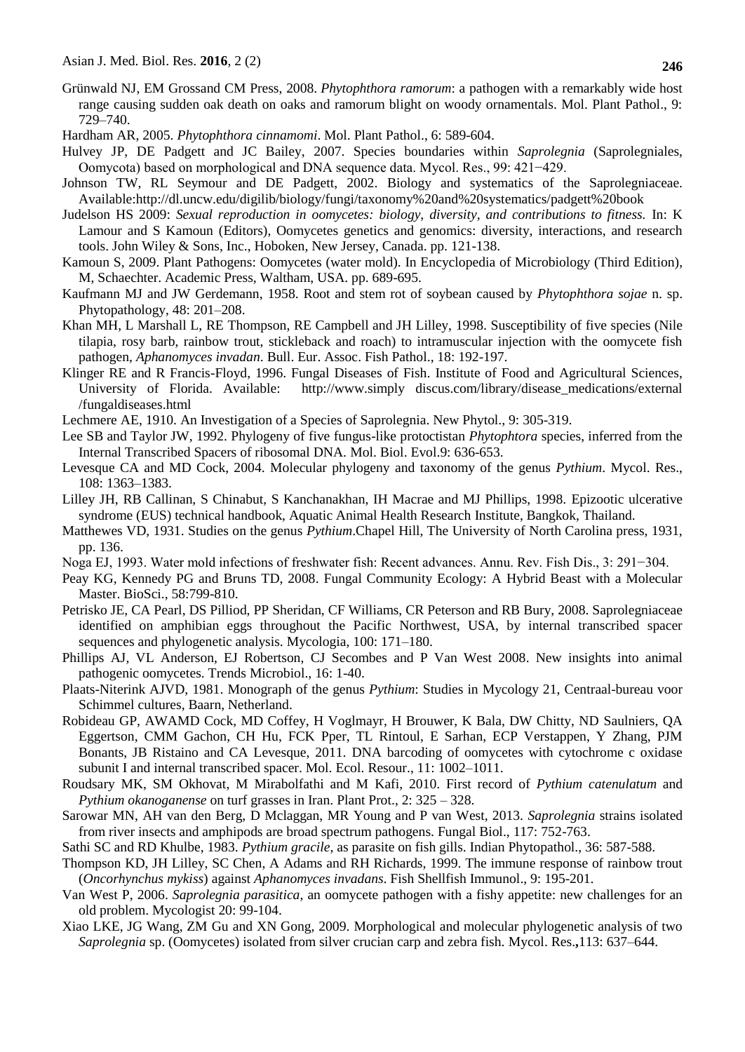Grünwald NJ, EM Grossand CM Press, 2008. *Phytophthora ramorum*: a pathogen with a remarkably wide host range causing sudden oak death on oaks and ramorum blight on woody ornamentals. Mol. Plant Pathol., 9: 729–740.

Hardham AR, 2005. *Phytophthora cinnamomi*. Mol. Plant Pathol., 6: 589-604.

Hulvey JP, DE Padgett and JC Bailey, 2007. Species boundaries within *Saprolegnia* (Saprolegniales, Oomycota) based on morphological and DNA sequence data. Mycol. Res., 99: 421−429.

Johnson TW, RL Seymour and DE Padgett, 2002. Biology and systematics of the Saprolegniaceae. Available:http://dl.uncw.edu/digilib/biology/fungi/taxonomy%20and%20systematics/padgett%20book

Judelson HS 2009: *Sexual reproduction in oomycetes: biology, diversity, and contributions to fitness.* In: K Lamour and S Kamoun (Editors), Oomycetes genetics and genomics: diversity, interactions, and research tools. John Wiley & Sons, Inc., Hoboken, New Jersey, Canada. pp. 121-138.

Kamoun S, 2009. Plant Pathogens: Oomycetes (water mold). In Encyclopedia of Microbiology (Third Edition), M, Schaechter. Academic Press, Waltham, USA. pp. 689-695.

Kaufmann MJ and JW Gerdemann, 1958. Root and stem rot of soybean caused by *Phytophthora sojae* n. sp. Phytopathology, 48: 201–208.

Khan MH, L Marshall L, RE Thompson, RE Campbell and JH Lilley, 1998. Susceptibility of five species (Nile tilapia, rosy barb, rainbow trout, stickleback and roach) to intramuscular injection with the oomycete fish pathogen, *Aphanomyces invadan*. Bull. Eur. Assoc. Fish Pathol., 18: 192-197.

Klinger RE and R Francis-Floyd, 1996. Fungal Diseases of Fish. Institute of Food and Agricultural Sciences, University of Florida. Available: http://www.simply discus.com/library/disease_medications/external /fungaldiseases.html

Lechmere AE, 1910. An Investigation of a Species of Saprolegnia. New Phytol., 9: 305-319.

Lee SB and Taylor JW, 1992. Phylogeny of five fungus-like protoctistan *Phytophtora* species, inferred from the Internal Transcribed Spacers of ribosomal DNA. Mol. Biol. Evol.9: 636-653.

Levesque CA and MD Cock, 2004. Molecular phylogeny and taxonomy of the genus *Pythium*. Mycol. Res., 108: 1363–1383.

Lilley JH, RB Callinan, S Chinabut, S Kanchanakhan, IH Macrae and MJ Phillips, 1998. Epizootic ulcerative syndrome (EUS) technical handbook, Aquatic Animal Health Research Institute, Bangkok, Thailand.

Matthewes VD, 1931. Studies on the genus *Pythium*.Chapel Hill, The University of North Carolina press, 1931, pp. 136.

Noga EJ, 1993. Water mold infections of freshwater fish: Recent advances. Annu. Rev. Fish Dis., 3: 291−304.

Peay KG, Kennedy PG and Bruns TD, 2008. Fungal Community Ecology: A Hybrid Beast with a Molecular Master. BioSci., 58:799-810.

Petrisko JE, CA Pearl, DS Pilliod, PP Sheridan, CF Williams, CR Peterson and RB Bury, 2008. Saprolegniaceae identified on amphibian eggs throughout the Pacific Northwest, USA, by internal transcribed spacer sequences and phylogenetic analysis. Mycologia, 100: 171–180.

Phillips AJ, VL Anderson, EJ Robertson, CJ Secombes and P Van West 2008. New insights into animal pathogenic oomycetes. Trends Microbiol., 16: 1-40.

Plaats-Niterink AJVD, 1981. Monograph of the genus *Pythium*: Studies in Mycology 21, Centraal-bureau voor Schimmel cultures, Baarn, Netherland.

Robideau GP, AWAMD Cock, MD Coffey, H Voglmayr, H Brouwer, K Bala, DW Chitty, ND Saulniers, QA Eggertson, CMM Gachon, CH Hu, FCK Pper, TL Rintoul, E Sarhan, ECP Verstappen, Y Zhang, PJM Bonants, JB Ristaino and CA Levesque, 2011. DNA barcoding of oomycetes with cytochrome c oxidase subunit I and internal transcribed spacer. Mol. Ecol. Resour., 11: 1002–1011.

Roudsary MK, SM Okhovat, M Mirabolfathi and M Kafi, 2010. First record of *Pythium catenulatum* and *Pythium okanoganense* on turf grasses in Iran. Plant Prot., 2: 325 – 328.

Sarowar MN, AH van den Berg, D Mclaggan, MR Young and P van West, 2013. *Saprolegnia* strains isolated from river insects and amphipods are broad spectrum pathogens. Fungal Biol., 117: 752-763.

Sathi SC and RD Khulbe, 1983. *Pythium gracile*, as parasite on fish gills. Indian Phytopathol., 36: 587-588.

Thompson KD, JH Lilley, SC Chen, A Adams and RH Richards, 1999. The immune response of rainbow trout (*Oncorhynchus mykiss*) against *Aphanomyces invadans*. Fish Shellfish Immunol., 9: 195-201.

Van West P, 2006. *Saprolegnia parasitica*, an oomycete pathogen with a fishy appetite: new challenges for an old problem. Mycologist 20: 99-104.

Xiao LKE, JG Wang, ZM Gu and XN Gong, 2009. Morphological and molecular phylogenetic analysis of two *Saprolegnia* sp. (Oomycetes) isolated from silver crucian carp and zebra fish. Mycol. Res.,113: 637–644.